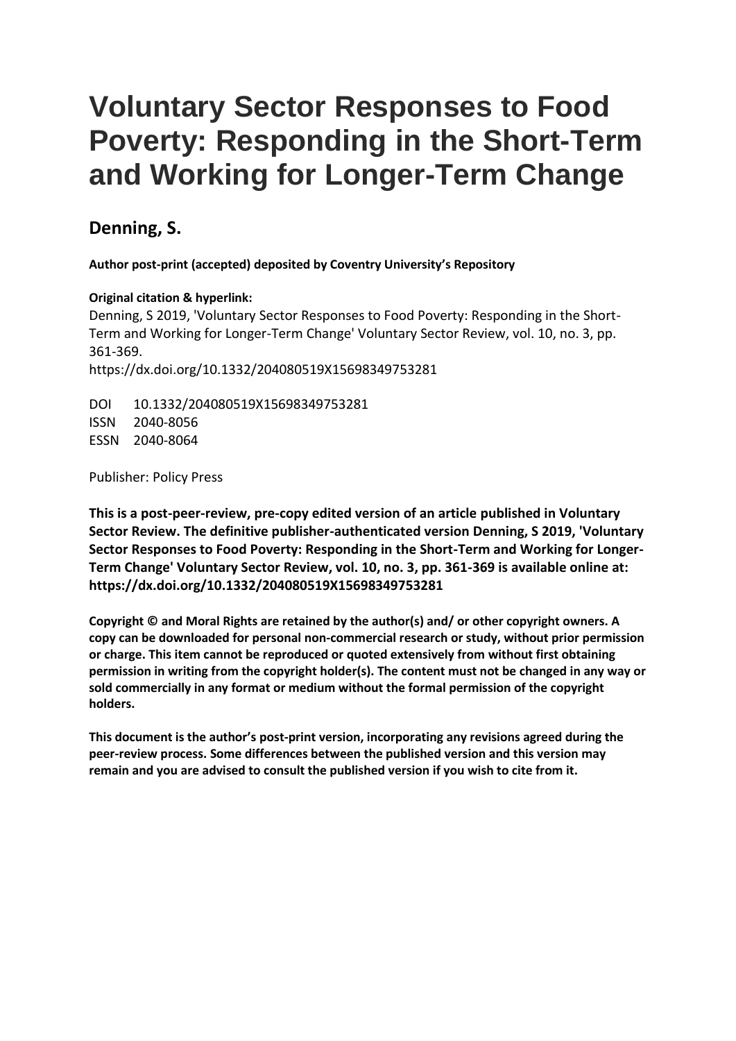# Voluntary Sector Responses to Food Poverty: Responding in the Short-Term and Working for Longer-Term Change

## Denning, S.

**Author post-print (accepted) deposited by Coventry University's Repository**

**Original citation & hyperlink:**

Denning, S 2019, 'Voluntary Sector Responses to Food Poverty: Responding in the Short-Term and Working for Longer-Term Change' Voluntary Sector Review, vol. 10, no. 3, pp. 361-369.
https://dx.doi.org/10.1332/204080519X15698349753281

DOI 10.1332/204080519X15698349753281
ISSN 2040-8056
ESSN 2040-8064

Publisher: Policy Press

**This is a post-peer-review, pre-copy edited version of an article published in Voluntary Sector Review. The definitive publisher-authenticated version Denning, S 2019, 'Voluntary Sector Responses to Food Poverty: Responding in the Short-Term and Working for Longer-Term Change' Voluntary Sector Review, vol. 10, no. 3, pp. 361-369 is available online at: https://dx.doi.org/10.1332/204080519X15698349753281**

**Copyright © and Moral Rights are retained by the author(s) and/ or other copyright owners. A copy can be downloaded for personal non-commercial research or study, without prior permission or charge. This item cannot be reproduced or quoted extensively from without first obtaining permission in writing from the copyright holder(s). The content must not be changed in any way or sold commercially in any format or medium without the formal permission of the copyright holders.**

**This document is the author's post-print version, incorporating any revisions agreed during the peer-review process. Some differences between the published version and this version may remain and you are advised to consult the published version if you wish to cite from it.**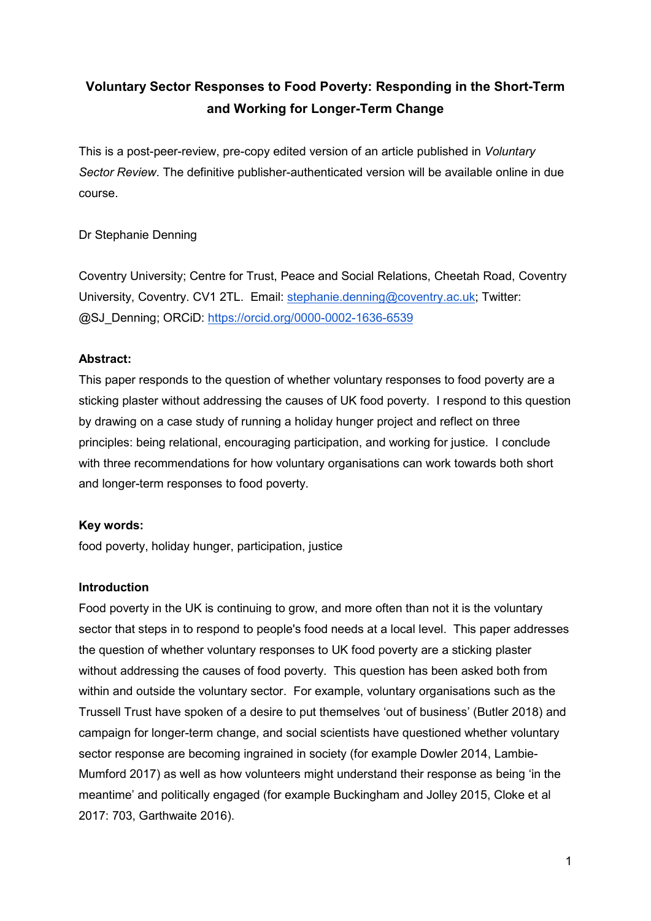# Voluntary Sector Responses to Food Poverty: Responding in the Short-Term and Working for Longer-Term Change

This is a post-peer-review, pre-copy edited version of an article published in *Voluntary Sector Review*. The definitive publisher-authenticated version will be available online in due course.

Dr Stephanie Denning

Coventry University; Centre for Trust, Peace and Social Relations, Cheetah Road, Coventry University, Coventry. CV1 2TL. Email: stephanie.denning@coventry.ac.uk; Twitter: @SJ_Denning; ORCiD: https://orcid.org/0000-0002-1636-6539

**Abstract:**
This paper responds to the question of whether voluntary responses to food poverty are a sticking plaster without addressing the causes of UK food poverty. I respond to this question by drawing on a case study of running a holiday hunger project and reflect on three principles: being relational, encouraging participation, and working for justice. I conclude with three recommendations for how voluntary organisations can work towards both short and longer-term responses to food poverty.

**Key words:**
food poverty, holiday hunger, participation, justice

## Introduction

Food poverty in the UK is continuing to grow, and more often than not it is the voluntary sector that steps in to respond to people's food needs at a local level. This paper addresses the question of whether voluntary responses to UK food poverty are a sticking plaster without addressing the causes of food poverty. This question has been asked both from within and outside the voluntary sector. For example, voluntary organisations such as the Trussell Trust have spoken of a desire to put themselves 'out of business' (Butler 2018) and campaign for longer-term change, and social scientists have questioned whether voluntary sector response are becoming ingrained in society (for example Dowler 2014, Lambie-Mumford 2017) as well as how volunteers might understand their response as being 'in the meantime' and politically engaged (for example Buckingham and Jolley 2015, Cloke et al 2017: 703, Garthwaite 2016).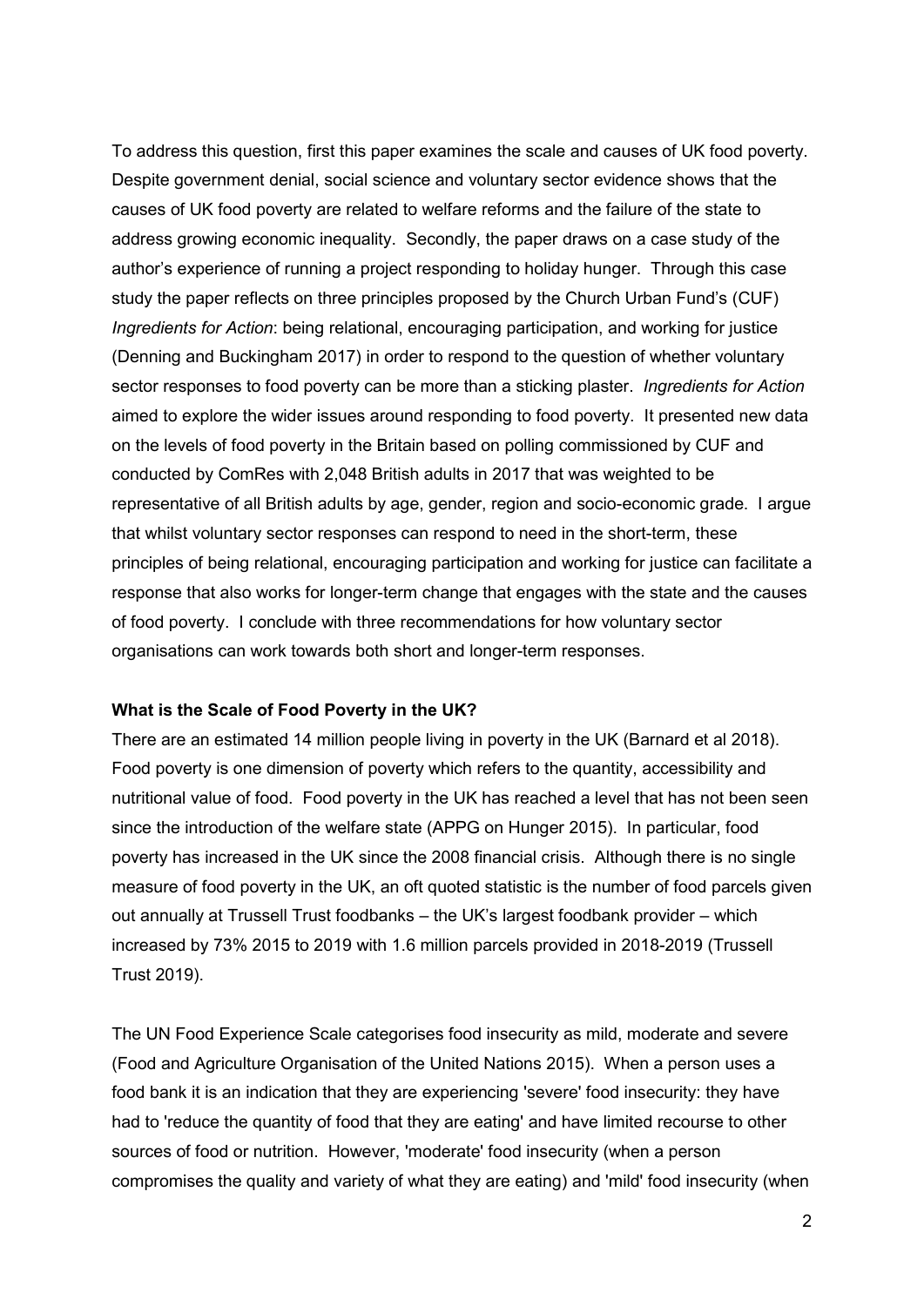To address this question, first this paper examines the scale and causes of UK food poverty. Despite government denial, social science and voluntary sector evidence shows that the causes of UK food poverty are related to welfare reforms and the failure of the state to address growing economic inequality. Secondly, the paper draws on a case study of the author's experience of running a project responding to holiday hunger. Through this case study the paper reflects on three principles proposed by the Church Urban Fund's (CUF) *Ingredients for Action*: being relational, encouraging participation, and working for justice (Denning and Buckingham 2017) in order to respond to the question of whether voluntary sector responses to food poverty can be more than a sticking plaster. *Ingredients for Action* aimed to explore the wider issues around responding to food poverty. It presented new data on the levels of food poverty in the Britain based on polling commissioned by CUF and conducted by ComRes with 2,048 British adults in 2017 that was weighted to be representative of all British adults by age, gender, region and socio-economic grade. I argue that whilst voluntary sector responses can respond to need in the short-term, these principles of being relational, encouraging participation and working for justice can facilitate a response that also works for longer-term change that engages with the state and the causes of food poverty. I conclude with three recommendations for how voluntary sector organisations can work towards both short and longer-term responses.

**What is the Scale of Food Poverty in the UK?**

There are an estimated 14 million people living in poverty in the UK (Barnard et al 2018). Food poverty is one dimension of poverty which refers to the quantity, accessibility and nutritional value of food. Food poverty in the UK has reached a level that has not been seen since the introduction of the welfare state (APPG on Hunger 2015). In particular, food poverty has increased in the UK since the 2008 financial crisis. Although there is no single measure of food poverty in the UK, an oft quoted statistic is the number of food parcels given out annually at Trussell Trust foodbanks – the UK's largest foodbank provider – which increased by 73% 2015 to 2019 with 1.6 million parcels provided in 2018-2019 (Trussell Trust 2019).

The UN Food Experience Scale categorises food insecurity as mild, moderate and severe (Food and Agriculture Organisation of the United Nations 2015). When a person uses a food bank it is an indication that they are experiencing 'severe' food insecurity: they have had to 'reduce the quantity of food that they are eating' and have limited recourse to other sources of food or nutrition. However, 'moderate' food insecurity (when a person compromises the quality and variety of what they are eating) and 'mild' food insecurity (when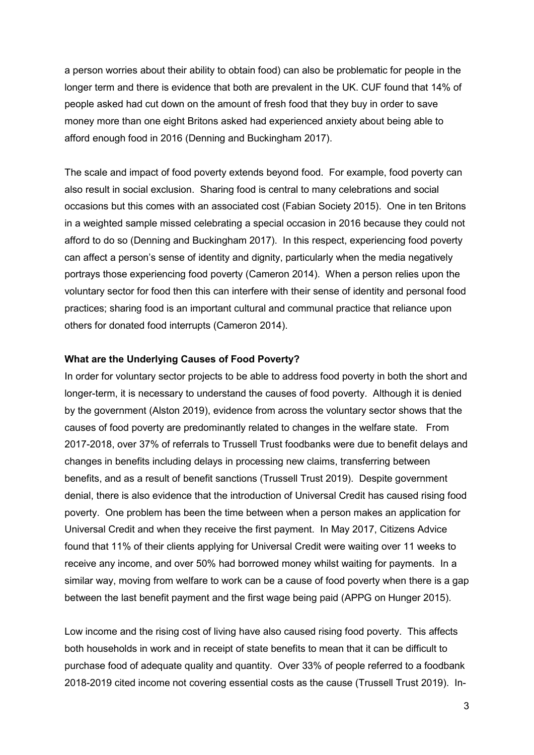a person worries about their ability to obtain food) can also be problematic for people in the longer term and there is evidence that both are prevalent in the UK. CUF found that 14% of people asked had cut down on the amount of fresh food that they buy in order to save money more than one eight Britons asked had experienced anxiety about being able to afford enough food in 2016 (Denning and Buckingham 2017).

The scale and impact of food poverty extends beyond food. For example, food poverty can also result in social exclusion. Sharing food is central to many celebrations and social occasions but this comes with an associated cost (Fabian Society 2015). One in ten Britons in a weighted sample missed celebrating a special occasion in 2016 because they could not afford to do so (Denning and Buckingham 2017). In this respect, experiencing food poverty can affect a person's sense of identity and dignity, particularly when the media negatively portrays those experiencing food poverty (Cameron 2014). When a person relies upon the voluntary sector for food then this can interfere with their sense of identity and personal food practices; sharing food is an important cultural and communal practice that reliance upon others for donated food interrupts (Cameron 2014).

**What are the Underlying Causes of Food Poverty?**

In order for voluntary sector projects to be able to address food poverty in both the short and longer-term, it is necessary to understand the causes of food poverty. Although it is denied by the government (Alston 2019), evidence from across the voluntary sector shows that the causes of food poverty are predominantly related to changes in the welfare state. From 2017-2018, over 37% of referrals to Trussell Trust foodbanks were due to benefit delays and changes in benefits including delays in processing new claims, transferring between benefits, and as a result of benefit sanctions (Trussell Trust 2019). Despite government denial, there is also evidence that the introduction of Universal Credit has caused rising food poverty. One problem has been the time between when a person makes an application for Universal Credit and when they receive the first payment. In May 2017, Citizens Advice found that 11% of their clients applying for Universal Credit were waiting over 11 weeks to receive any income, and over 50% had borrowed money whilst waiting for payments. In a similar way, moving from welfare to work can be a cause of food poverty when there is a gap between the last benefit payment and the first wage being paid (APPG on Hunger 2015).

Low income and the rising cost of living have also caused rising food poverty. This affects both households in work and in receipt of state benefits to mean that it can be difficult to purchase food of adequate quality and quantity. Over 33% of people referred to a foodbank 2018-2019 cited income not covering essential costs as the cause (Trussell Trust 2019). In-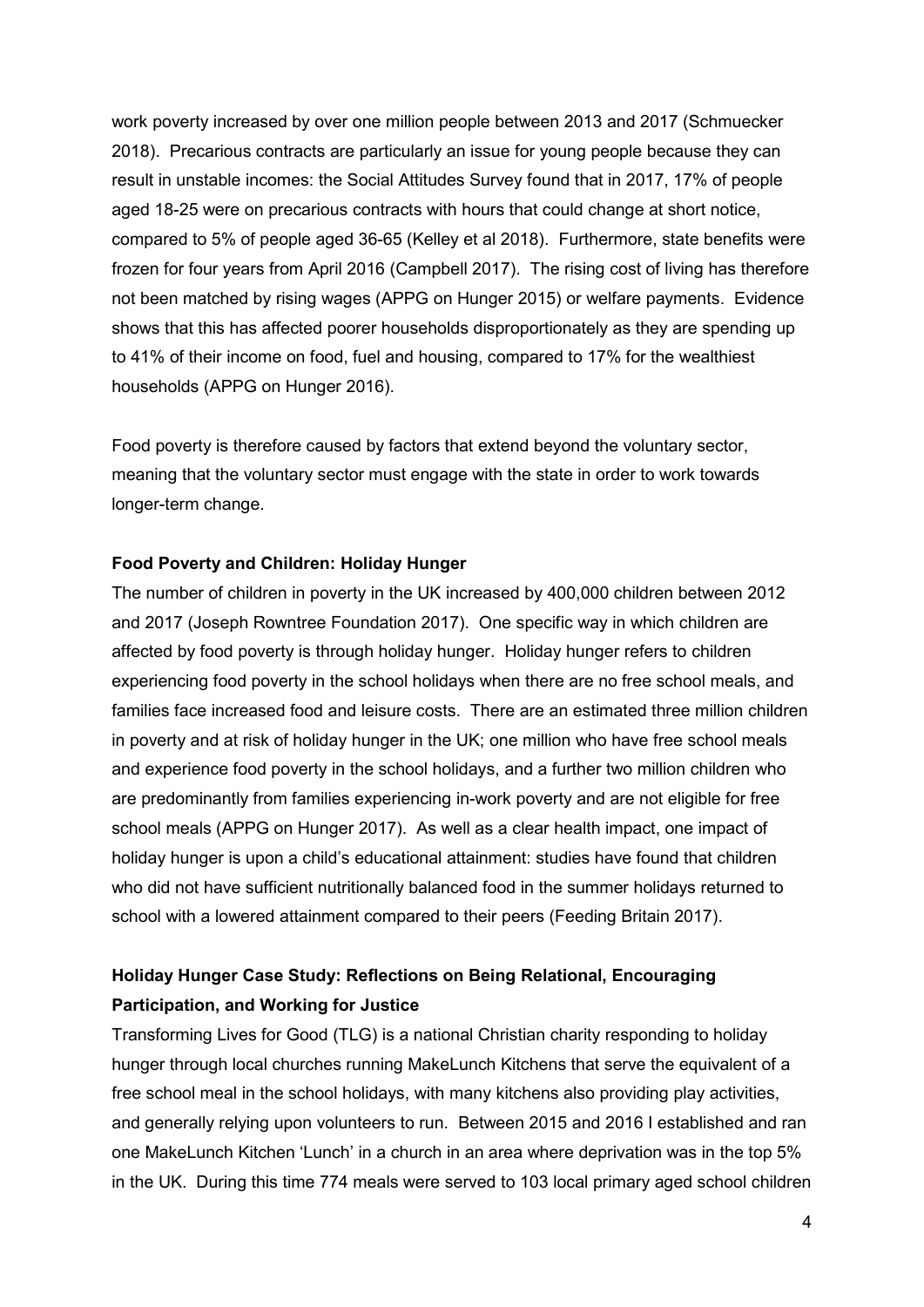work poverty increased by over one million people between 2013 and 2017 (Schmuecker 2018). Precarious contracts are particularly an issue for young people because they can result in unstable incomes: the Social Attitudes Survey found that in 2017, 17% of people aged 18-25 were on precarious contracts with hours that could change at short notice, compared to 5% of people aged 36-65 (Kelley et al 2018). Furthermore, state benefits were frozen for four years from April 2016 (Campbell 2017). The rising cost of living has therefore not been matched by rising wages (APPG on Hunger 2015) or welfare payments. Evidence shows that this has affected poorer households disproportionately as they are spending up to 41% of their income on food, fuel and housing, compared to 17% for the wealthiest households (APPG on Hunger 2016).

Food poverty is therefore caused by factors that extend beyond the voluntary sector, meaning that the voluntary sector must engage with the state in order to work towards longer-term change.

**Food Poverty and Children: Holiday Hunger**

The number of children in poverty in the UK increased by 400,000 children between 2012 and 2017 (Joseph Rowntree Foundation 2017). One specific way in which children are affected by food poverty is through holiday hunger. Holiday hunger refers to children experiencing food poverty in the school holidays when there are no free school meals, and families face increased food and leisure costs. There are an estimated three million children in poverty and at risk of holiday hunger in the UK; one million who have free school meals and experience food poverty in the school holidays, and a further two million children who are predominantly from families experiencing in-work poverty and are not eligible for free school meals (APPG on Hunger 2017). As well as a clear health impact, one impact of holiday hunger is upon a child's educational attainment: studies have found that children who did not have sufficient nutritionally balanced food in the summer holidays returned to school with a lowered attainment compared to their peers (Feeding Britain 2017).

**Holiday Hunger Case Study: Reflections on Being Relational, Encouraging Participation, and Working for Justice**

Transforming Lives for Good (TLG) is a national Christian charity responding to holiday hunger through local churches running MakeLunch Kitchens that serve the equivalent of a free school meal in the school holidays, with many kitchens also providing play activities, and generally relying upon volunteers to run. Between 2015 and 2016 I established and ran one MakeLunch Kitchen 'Lunch' in a church in an area where deprivation was in the top 5% in the UK. During this time 774 meals were served to 103 local primary aged school children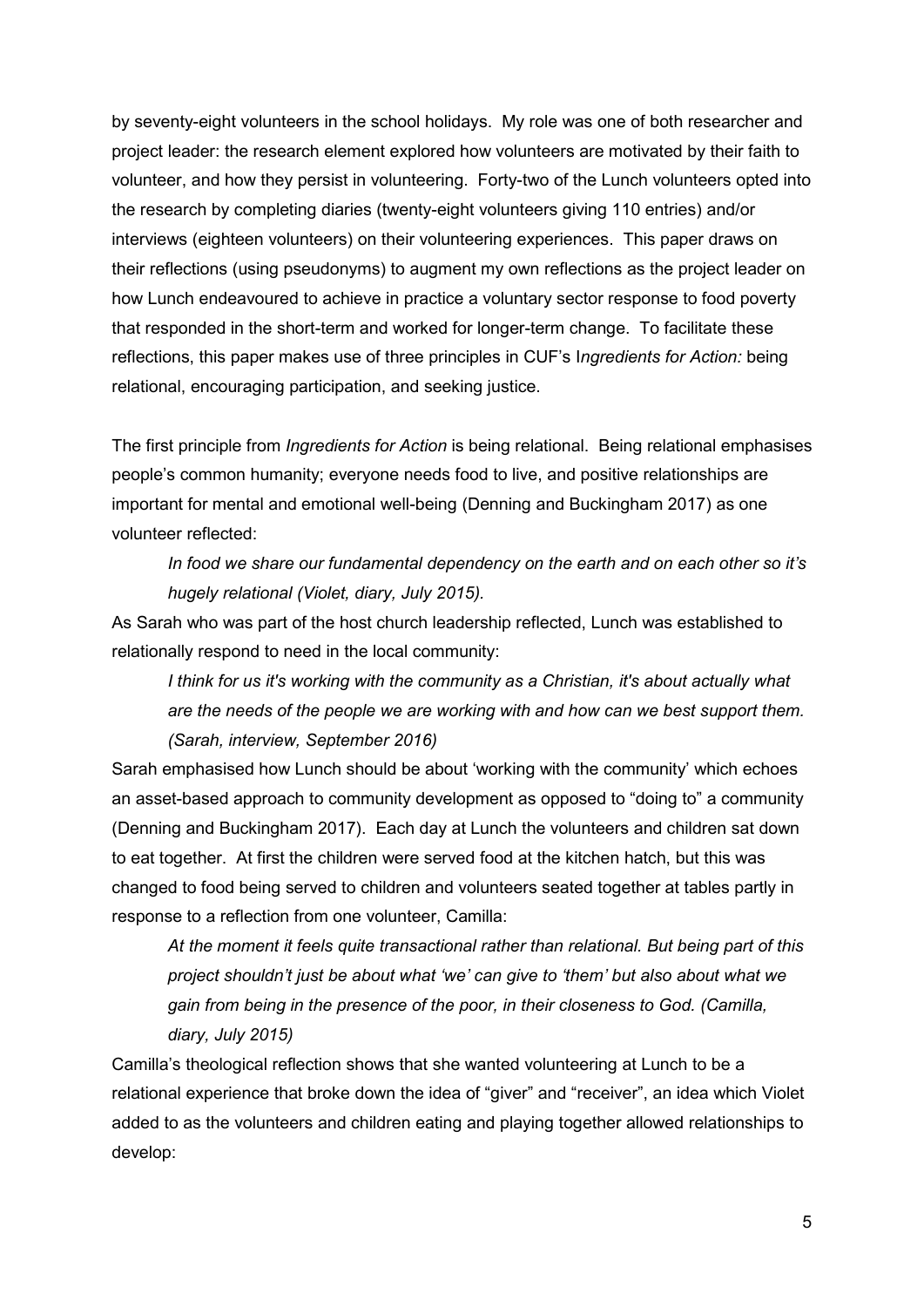by seventy-eight volunteers in the school holidays. My role was one of both researcher and project leader: the research element explored how volunteers are motivated by their faith to volunteer, and how they persist in volunteering. Forty-two of the Lunch volunteers opted into the research by completing diaries (twenty-eight volunteers giving 110 entries) and/or interviews (eighteen volunteers) on their volunteering experiences. This paper draws on their reflections (using pseudonyms) to augment my own reflections as the project leader on how Lunch endeavoured to achieve in practice a voluntary sector response to food poverty that responded in the short-term and worked for longer-term change. To facilitate these reflections, this paper makes use of three principles in CUF's I*ngredients for Action:* being relational, encouraging participation, and seeking justice.

The first principle from *Ingredients for Action* is being relational. Being relational emphasises people's common humanity; everyone needs food to live, and positive relationships are important for mental and emotional well-being (Denning and Buckingham 2017) as one volunteer reflected:

> *In food we share our fundamental dependency on the earth and on each other so it's hugely relational (Violet, diary, July 2015).*

As Sarah who was part of the host church leadership reflected, Lunch was established to relationally respond to need in the local community:

> *I think for us it's working with the community as a Christian, it's about actually what are the needs of the people we are working with and how can we best support them. (Sarah, interview, September 2016)*

Sarah emphasised how Lunch should be about 'working with the community' which echoes an asset-based approach to community development as opposed to "doing to" a community (Denning and Buckingham 2017). Each day at Lunch the volunteers and children sat down to eat together. At first the children were served food at the kitchen hatch, but this was changed to food being served to children and volunteers seated together at tables partly in response to a reflection from one volunteer, Camilla:

> *At the moment it feels quite transactional rather than relational. But being part of this project shouldn't just be about what 'we' can give to 'them' but also about what we gain from being in the presence of the poor, in their closeness to God. (Camilla, diary, July 2015)*

Camilla's theological reflection shows that she wanted volunteering at Lunch to be a relational experience that broke down the idea of "giver" and "receiver", an idea which Violet added to as the volunteers and children eating and playing together allowed relationships to develop: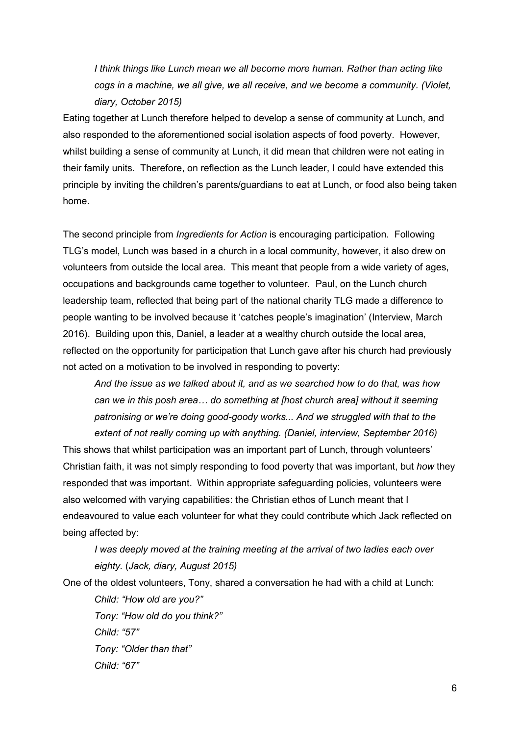> *I think things like Lunch mean we all become more human. Rather than acting like cogs in a machine, we all give, we all receive, and we become a community. (Violet, diary, October 2015)*

Eating together at Lunch therefore helped to develop a sense of community at Lunch, and also responded to the aforementioned social isolation aspects of food poverty. However, whilst building a sense of community at Lunch, it did mean that children were not eating in their family units. Therefore, on reflection as the Lunch leader, I could have extended this principle by inviting the children's parents/guardians to eat at Lunch, or food also being taken home.

The second principle from *Ingredients for Action* is encouraging participation. Following TLG's model, Lunch was based in a church in a local community, however, it also drew on volunteers from outside the local area. This meant that people from a wide variety of ages, occupations and backgrounds came together to volunteer. Paul, on the Lunch church leadership team, reflected that being part of the national charity TLG made a difference to people wanting to be involved because it 'catches people's imagination' (Interview, March 2016). Building upon this, Daniel, a leader at a wealthy church outside the local area, reflected on the opportunity for participation that Lunch gave after his church had previously not acted on a motivation to be involved in responding to poverty:

> *And the issue as we talked about it, and as we searched how to do that, was how can we in this posh area… do something at [host church area] without it seeming patronising or we're doing good-goody works... And we struggled with that to the extent of not really coming up with anything. (Daniel, interview, September 2016)*

This shows that whilst participation was an important part of Lunch, through volunteers' Christian faith, it was not simply responding to food poverty that was important, but *how* they responded that was important. Within appropriate safeguarding policies, volunteers were also welcomed with varying capabilities: the Christian ethos of Lunch meant that I endeavoured to value each volunteer for what they could contribute which Jack reflected on being affected by:

> *I was deeply moved at the training meeting at the arrival of two ladies each over eighty.* (*Jack, diary, August 2015)*

One of the oldest volunteers, Tony, shared a conversation he had with a child at Lunch:

> *Child: "How old are you?"*
> *Tony: "How old do you think?"*
> *Child: "57"*
> *Tony: "Older than that"*
> *Child: "67"*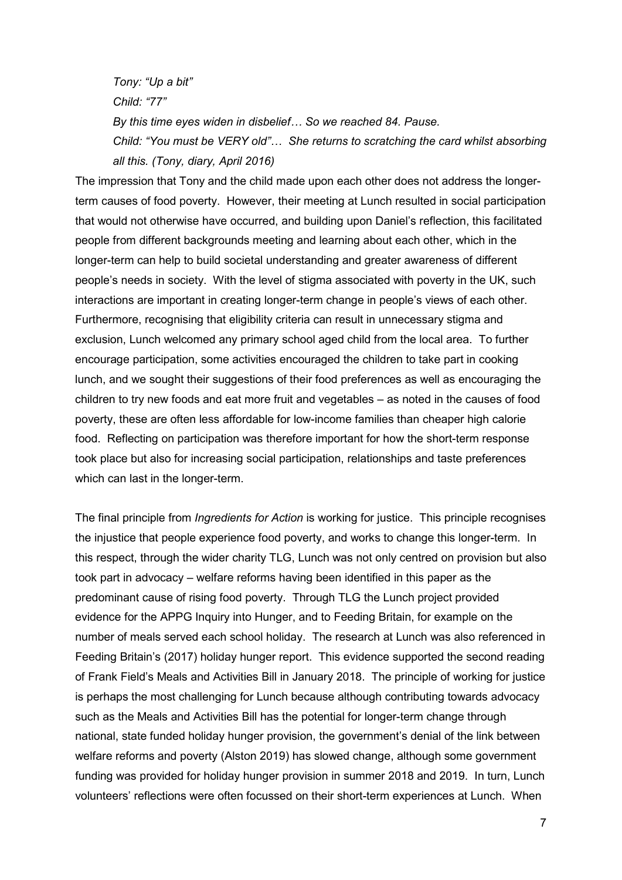*Tony: "Up a bit"*

*Child: "77"*

*By this time eyes widen in disbelief… So we reached 84. Pause.*

*Child: "You must be VERY old"… She returns to scratching the card whilst absorbing all this. (Tony, diary, April 2016)*

The impression that Tony and the child made upon each other does not address the longer-term causes of food poverty. However, their meeting at Lunch resulted in social participation that would not otherwise have occurred, and building upon Daniel's reflection, this facilitated people from different backgrounds meeting and learning about each other, which in the longer-term can help to build societal understanding and greater awareness of different people's needs in society. With the level of stigma associated with poverty in the UK, such interactions are important in creating longer-term change in people's views of each other. Furthermore, recognising that eligibility criteria can result in unnecessary stigma and exclusion, Lunch welcomed any primary school aged child from the local area. To further encourage participation, some activities encouraged the children to take part in cooking lunch, and we sought their suggestions of their food preferences as well as encouraging the children to try new foods and eat more fruit and vegetables – as noted in the causes of food poverty, these are often less affordable for low-income families than cheaper high calorie food. Reflecting on participation was therefore important for how the short-term response took place but also for increasing social participation, relationships and taste preferences which can last in the longer-term.

The final principle from *Ingredients for Action* is working for justice. This principle recognises the injustice that people experience food poverty, and works to change this longer-term. In this respect, through the wider charity TLG, Lunch was not only centred on provision but also took part in advocacy – welfare reforms having been identified in this paper as the predominant cause of rising food poverty. Through TLG the Lunch project provided evidence for the APPG Inquiry into Hunger, and to Feeding Britain, for example on the number of meals served each school holiday. The research at Lunch was also referenced in Feeding Britain's (2017) holiday hunger report. This evidence supported the second reading of Frank Field's Meals and Activities Bill in January 2018. The principle of working for justice is perhaps the most challenging for Lunch because although contributing towards advocacy such as the Meals and Activities Bill has the potential for longer-term change through national, state funded holiday hunger provision, the government's denial of the link between welfare reforms and poverty (Alston 2019) has slowed change, although some government funding was provided for holiday hunger provision in summer 2018 and 2019. In turn, Lunch volunteers' reflections were often focussed on their short-term experiences at Lunch. When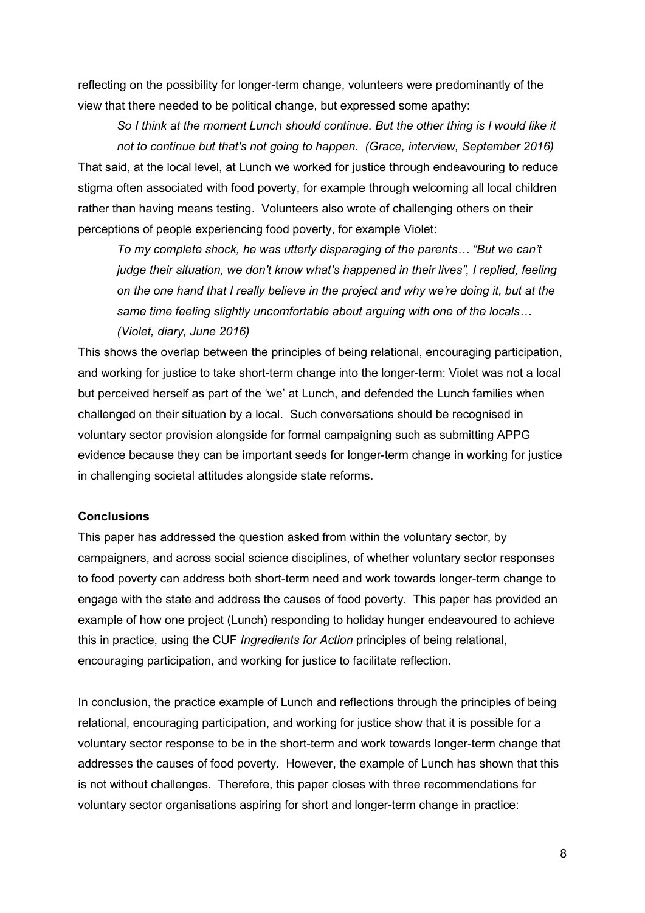reflecting on the possibility for longer-term change, volunteers were predominantly of the view that there needed to be political change, but expressed some apathy:

> *So I think at the moment Lunch should continue. But the other thing is I would like it not to continue but that's not going to happen. (Grace, interview, September 2016)*

That said, at the local level, at Lunch we worked for justice through endeavouring to reduce stigma often associated with food poverty, for example through welcoming all local children rather than having means testing. Volunteers also wrote of challenging others on their perceptions of people experiencing food poverty, for example Violet:

> *To my complete shock, he was utterly disparaging of the parents… "But we can't judge their situation, we don't know what's happened in their lives", I replied, feeling on the one hand that I really believe in the project and why we're doing it, but at the same time feeling slightly uncomfortable about arguing with one of the locals… (Violet, diary, June 2016)*

This shows the overlap between the principles of being relational, encouraging participation, and working for justice to take short-term change into the longer-term: Violet was not a local but perceived herself as part of the 'we' at Lunch, and defended the Lunch families when challenged on their situation by a local. Such conversations should be recognised in voluntary sector provision alongside for formal campaigning such as submitting APPG evidence because they can be important seeds for longer-term change in working for justice in challenging societal attitudes alongside state reforms.

## Conclusions

This paper has addressed the question asked from within the voluntary sector, by campaigners, and across social science disciplines, of whether voluntary sector responses to food poverty can address both short-term need and work towards longer-term change to engage with the state and address the causes of food poverty. This paper has provided an example of how one project (Lunch) responding to holiday hunger endeavoured to achieve this in practice, using the CUF *Ingredients for Action* principles of being relational, encouraging participation, and working for justice to facilitate reflection.

In conclusion, the practice example of Lunch and reflections through the principles of being relational, encouraging participation, and working for justice show that it is possible for a voluntary sector response to be in the short-term and work towards longer-term change that addresses the causes of food poverty. However, the example of Lunch has shown that this is not without challenges. Therefore, this paper closes with three recommendations for voluntary sector organisations aspiring for short and longer-term change in practice: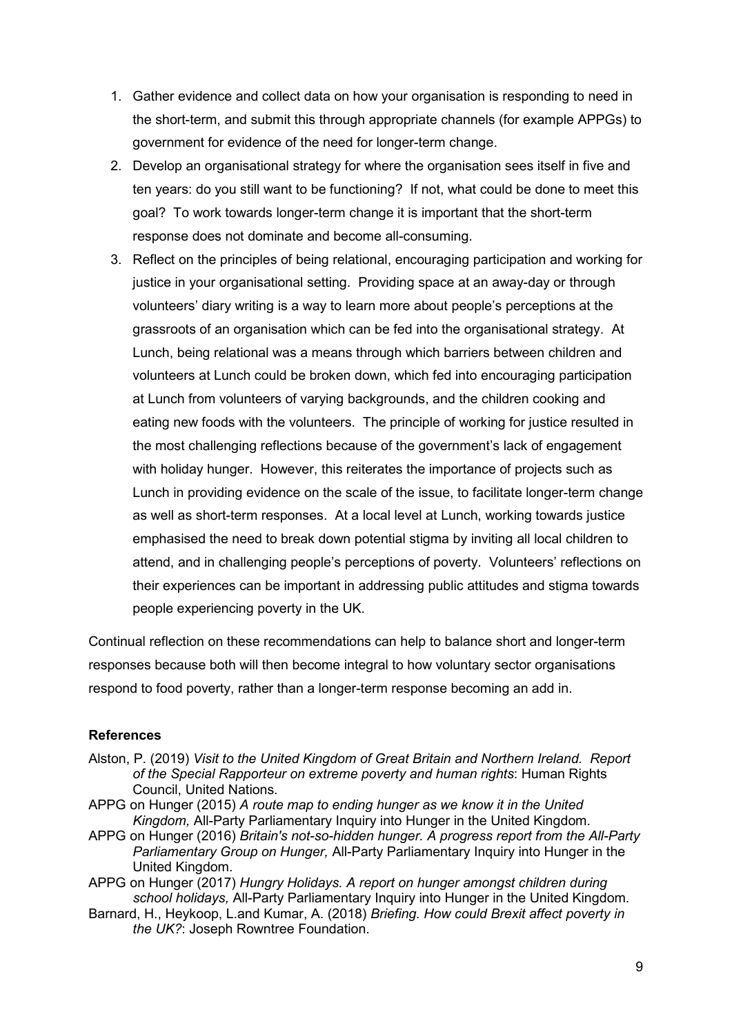1. Gather evidence and collect data on how your organisation is responding to need in the short-term, and submit this through appropriate channels (for example APPGs) to government for evidence of the need for longer-term change.
2. Develop an organisational strategy for where the organisation sees itself in five and ten years: do you still want to be functioning? If not, what could be done to meet this goal? To work towards longer-term change it is important that the short-term response does not dominate and become all-consuming.
3. Reflect on the principles of being relational, encouraging participation and working for justice in your organisational setting. Providing space at an away-day or through volunteers' diary writing is a way to learn more about people's perceptions at the grassroots of an organisation which can be fed into the organisational strategy. At Lunch, being relational was a means through which barriers between children and volunteers at Lunch could be broken down, which fed into encouraging participation at Lunch from volunteers of varying backgrounds, and the children cooking and eating new foods with the volunteers. The principle of working for justice resulted in the most challenging reflections because of the government's lack of engagement with holiday hunger. However, this reiterates the importance of projects such as Lunch in providing evidence on the scale of the issue, to facilitate longer-term change as well as short-term responses. At a local level at Lunch, working towards justice emphasised the need to break down potential stigma by inviting all local children to attend, and in challenging people's perceptions of poverty. Volunteers' reflections on their experiences can be important in addressing public attitudes and stigma towards people experiencing poverty in the UK.

Continual reflection on these recommendations can help to balance short and longer-term responses because both will then become integral to how voluntary sector organisations respond to food poverty, rather than a longer-term response becoming an add in.

**References**

Alston, P. (2019) *Visit to the United Kingdom of Great Britain and Northern Ireland. Report of the Special Rapporteur on extreme poverty and human rights*: Human Rights Council, United Nations.

APPG on Hunger (2015) *A route map to ending hunger as we know it in the United Kingdom,* All-Party Parliamentary Inquiry into Hunger in the United Kingdom.

APPG on Hunger (2016) *Britain's not-so-hidden hunger. A progress report from the All-Party Parliamentary Group on Hunger,* All-Party Parliamentary Inquiry into Hunger in the United Kingdom.

APPG on Hunger (2017) *Hungry Holidays. A report on hunger amongst children during school holidays,* All-Party Parliamentary Inquiry into Hunger in the United Kingdom.

Barnard, H., Heykoop, L.and Kumar, A. (2018) *Briefing. How could Brexit affect poverty in the UK?*: Joseph Rowntree Foundation.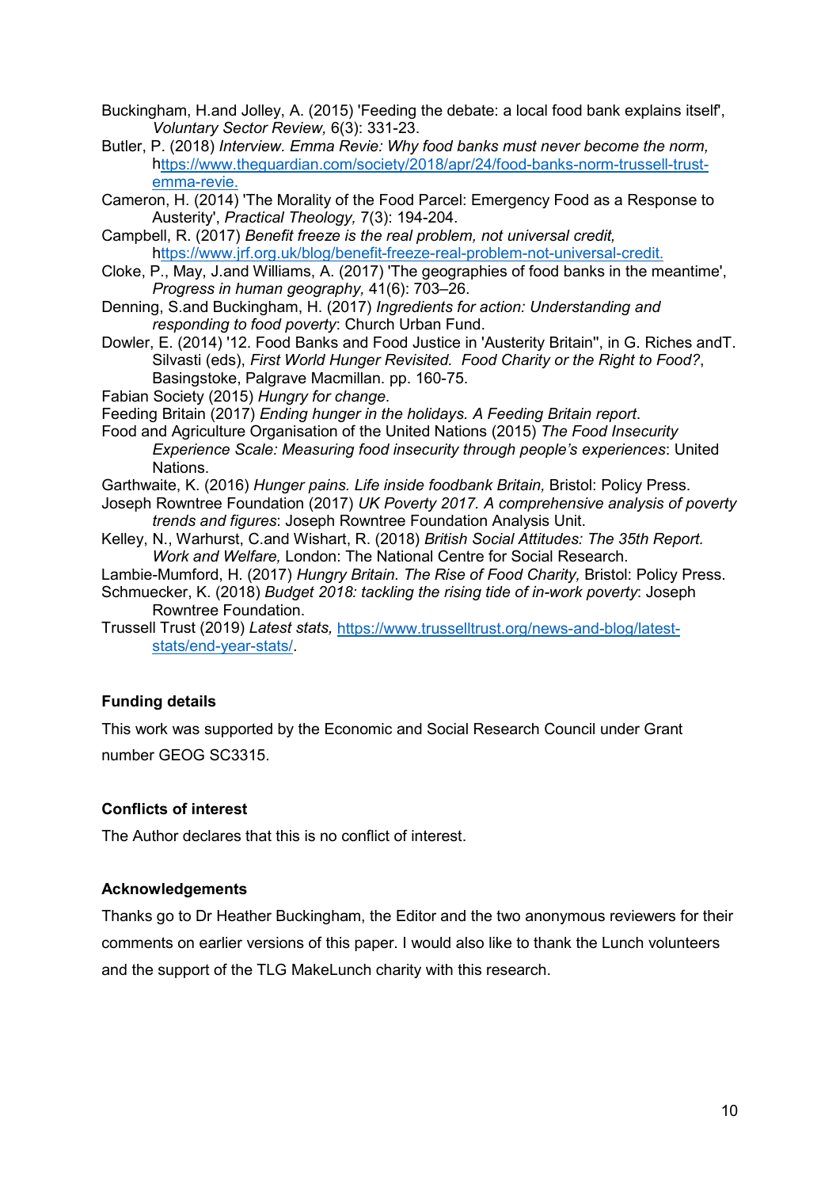Buckingham, H.and Jolley, A. (2015) 'Feeding the debate: a local food bank explains itself', *Voluntary Sector Review,* 6(3): 331-23.

Butler, P. (2018) *Interview. Emma Revie: Why food banks must never become the norm,* https://www.theguardian.com/society/2018/apr/24/food-banks-norm-trussell-trust-emma-revie.

Cameron, H. (2014) 'The Morality of the Food Parcel: Emergency Food as a Response to Austerity', *Practical Theology,* 7(3): 194-204.

Campbell, R. (2017) *Benefit freeze is the real problem, not universal credit,* https://www.jrf.org.uk/blog/benefit-freeze-real-problem-not-universal-credit.

Cloke, P., May, J.and Williams, A. (2017) 'The geographies of food banks in the meantime', *Progress in human geography,* 41(6): 703–26.

Denning, S.and Buckingham, H. (2017) *Ingredients for action: Understanding and responding to food poverty*: Church Urban Fund.

Dowler, E. (2014) '12. Food Banks and Food Justice in 'Austerity Britain'', in G. Riches andT. Silvasti (eds), *First World Hunger Revisited. Food Charity or the Right to Food?*, Basingstoke, Palgrave Macmillan. pp. 160-75.

Fabian Society (2015) *Hungry for change.*

Feeding Britain (2017) *Ending hunger in the holidays. A Feeding Britain report*.

Food and Agriculture Organisation of the United Nations (2015) *The Food Insecurity Experience Scale: Measuring food insecurity through people's experiences*: United Nations.

Garthwaite, K. (2016) *Hunger pains. Life inside foodbank Britain,* Bristol: Policy Press.

Joseph Rowntree Foundation (2017) *UK Poverty 2017. A comprehensive analysis of poverty trends and figures*: Joseph Rowntree Foundation Analysis Unit.

Kelley, N., Warhurst, C.and Wishart, R. (2018) *British Social Attitudes: The 35th Report. Work and Welfare,* London: The National Centre for Social Research.

Lambie-Mumford, H. (2017) *Hungry Britain. The Rise of Food Charity,* Bristol: Policy Press.

Schmuecker, K. (2018) *Budget 2018: tackling the rising tide of in-work poverty*: Joseph Rowntree Foundation.

Trussell Trust (2019) *Latest stats,* https://www.trusselltrust.org/news-and-blog/latest-stats/end-year-stats/.

## Funding details

This work was supported by the Economic and Social Research Council under Grant number GEOG SC3315.

## Conflicts of interest

The Author declares that this is no conflict of interest.

## Acknowledgements

Thanks go to Dr Heather Buckingham, the Editor and the two anonymous reviewers for their comments on earlier versions of this paper. I would also like to thank the Lunch volunteers and the support of the TLG MakeLunch charity with this research.